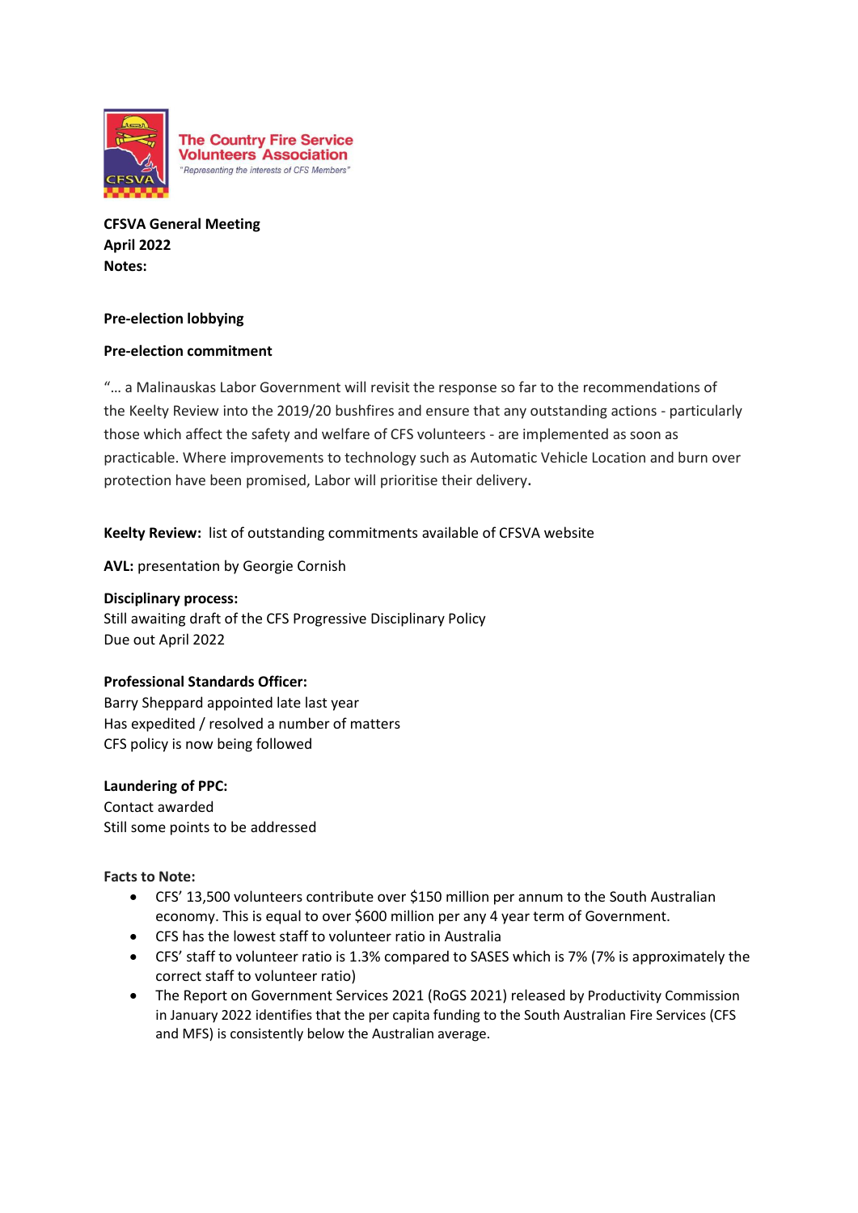The Country Fire Service Volunteers Association

"Representing the interests of CFS Members"

**CFSVA General Meeting**
**April 2022**
**Notes:**

**Pre-election lobbying**

**Pre-election commitment**

"… a Malinauskas Labor Government will revisit the response so far to the recommendations of the Keelty Review into the 2019/20 bushfires and ensure that any outstanding actions - particularly those which affect the safety and welfare of CFS volunteers - are implemented as soon as practicable. Where improvements to technology such as Automatic Vehicle Location and burn over protection have been promised, Labor will prioritise their delivery.

**Keelty Review:** list of outstanding commitments available of CFSVA website

**AVL:** presentation by Georgie Cornish

**Disciplinary process:**
Still awaiting draft of the CFS Progressive Disciplinary Policy
Due out April 2022

**Professional Standards Officer:**
Barry Sheppard appointed late last year
Has expedited / resolved a number of matters
CFS policy is now being followed

**Laundering of PPC:**
Contact awarded
Still some points to be addressed

**Facts to Note:**

- CFS' 13,500 volunteers contribute over $150 million per annum to the South Australian economy. This is equal to over $600 million per any 4 year term of Government.
- CFS has the lowest staff to volunteer ratio in Australia
- CFS' staff to volunteer ratio is 1.3% compared to SASES which is 7% (7% is approximately the correct staff to volunteer ratio)
- The Report on Government Services 2021 (RoGS 2021) released by Productivity Commission in January 2022 identifies that the per capita funding to the South Australian Fire Services (CFS and MFS) is consistently below the Australian average.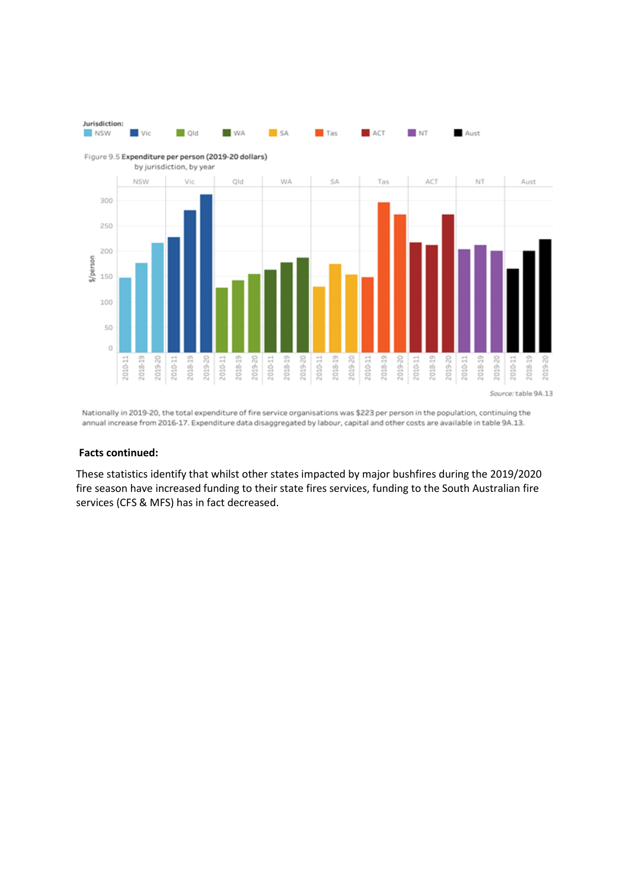Jurisdiction:
NSW Vic Qld WA SA Tas ACT NT Aust

Figure 9.5 **Expenditure per person (2019-20 dollars)**
by jurisdiction, by year

NSW Vic Qld WA SA Tas ACT NT Aust

300
250
200
150
100
50
0

$/person

2010-11 2018-19 2019-20 2010-11 2018-19 2019-20 2010-11 2018-19 2019-20 2010-11 2018-19 2019-20 2010-11 2018-19 2019-20 2010-11 2018-19 2019-20 2010-11 2018-19 2019-20 2010-11 2018-19 2019-20 2010-11 2018-19 2019-20

*Source:* table 9A.13

Nationally in 2019-20, the total expenditure of fire service organisations was $223 per person in the population, continuing the annual increase from 2016-17. Expenditure data disaggregated by labour, capital and other costs are available in table 9A.13.

**Facts continued:**

These statistics identify that whilst other states impacted by major bushfires during the 2019/2020 fire season have increased funding to their state fires services, funding to the South Australian fire services (CFS & MFS) has in fact decreased.